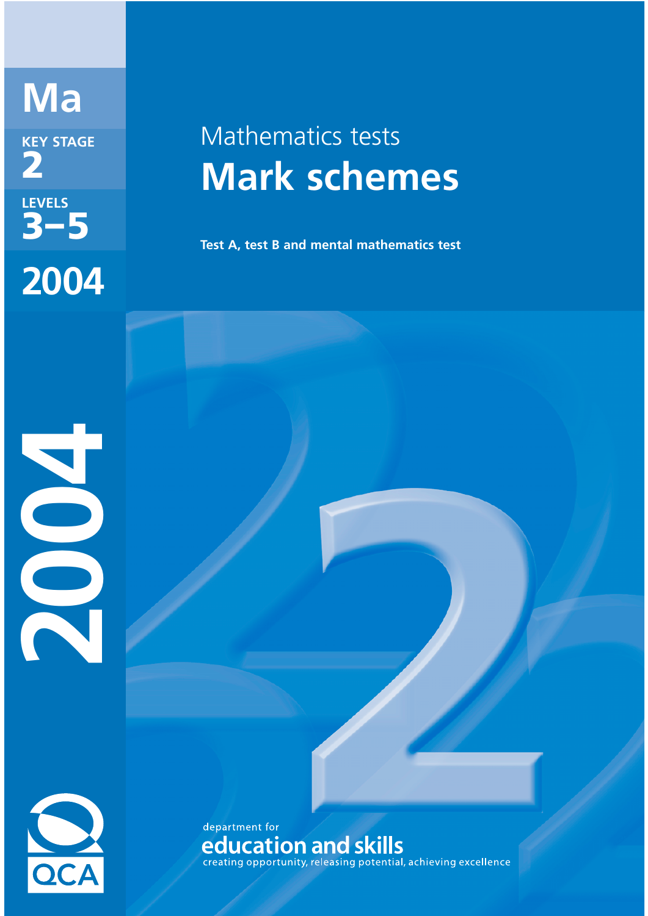# Ma

KEY STAGE 2

LEVELS 3–5

2004

Mathematics tests

# Mark schemes

**Test A, test B and mental mathematics test**

2004

QCA

department for
education and skills
creating opportunity, releasing potential, achieving excellence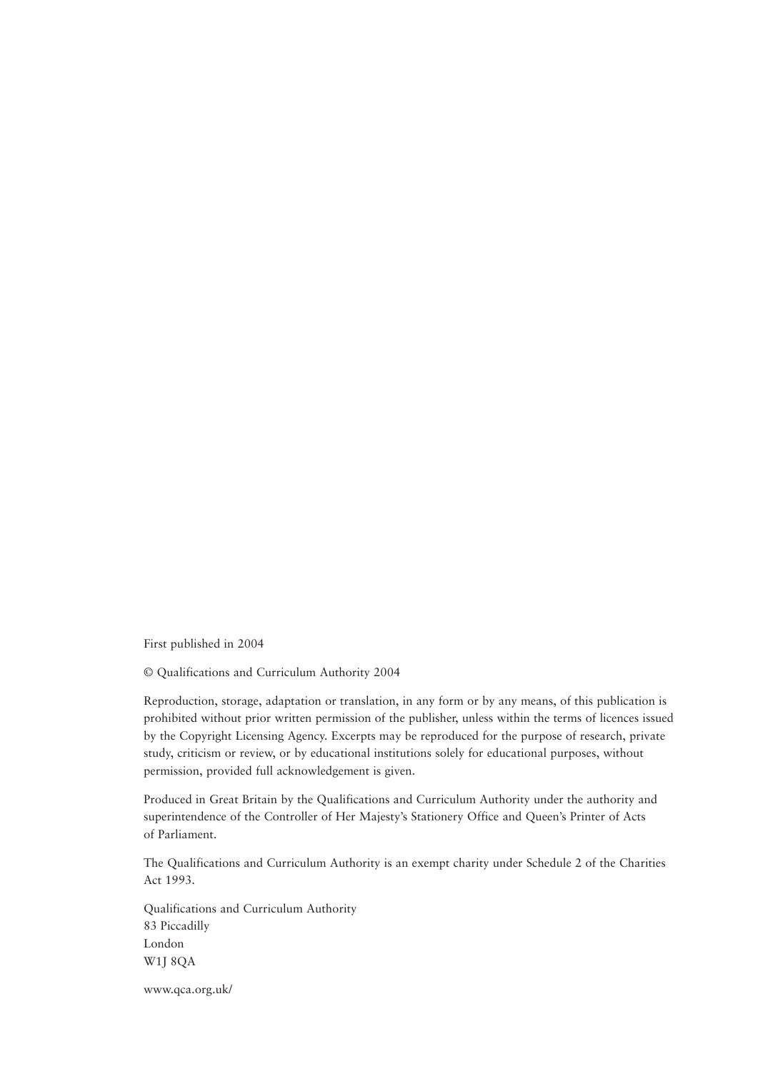First published in 2004

© Qualifications and Curriculum Authority 2004

Reproduction, storage, adaptation or translation, in any form or by any means, of this publication is prohibited without prior written permission of the publisher, unless within the terms of licences issued by the Copyright Licensing Agency. Excerpts may be reproduced for the purpose of research, private study, criticism or review, or by educational institutions solely for educational purposes, without permission, provided full acknowledgement is given.

Produced in Great Britain by the Qualifications and Curriculum Authority under the authority and superintendence of the Controller of Her Majesty's Stationery Office and Queen's Printer of Acts of Parliament.

The Qualifications and Curriculum Authority is an exempt charity under Schedule 2 of the Charities Act 1993.

Qualifications and Curriculum Authority  
83 Piccadilly  
London  
W1J 8QA

www.qca.org.uk/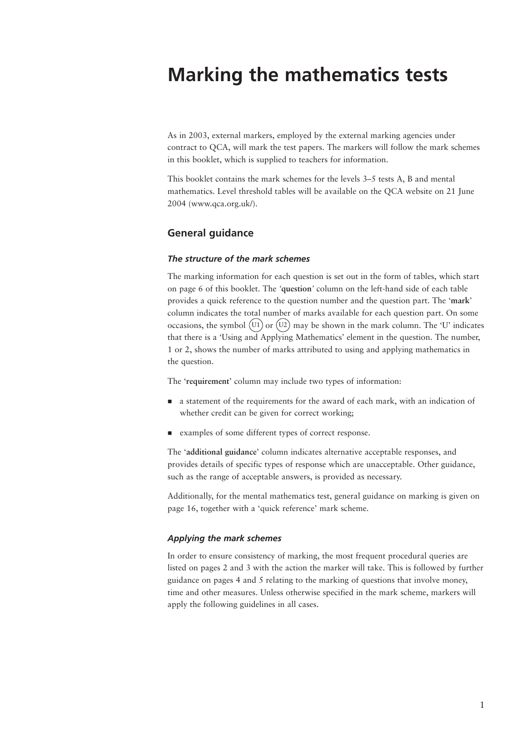# Marking the mathematics tests

As in 2003, external markers, employed by the external marking agencies under contract to QCA, will mark the test papers. The markers will follow the mark schemes in this booklet, which is supplied to teachers for information.

This booklet contains the mark schemes for the levels 3–5 tests A, B and mental mathematics. Level threshold tables will be available on the QCA website on 21 June 2004 (www.qca.org.uk/).

## General guidance

### *The structure of the mark schemes*

The marking information for each question is set out in the form of tables, which start on page 6 of this booklet. The '**question**' column on the left-hand side of each table provides a quick reference to the question number and the question part. The '**mark**' column indicates the total number of marks available for each question part. On some occasions, the symbol (U1) or (U2) may be shown in the mark column. The 'U' indicates that there is a 'Using and Applying Mathematics' element in the question. The number, 1 or 2, shows the number of marks attributed to using and applying mathematics in the question.

The '**requirement**' column may include two types of information:

- a statement of the requirements for the award of each mark, with an indication of whether credit can be given for correct working;
- examples of some different types of correct response.

The '**additional guidance**' column indicates alternative acceptable responses, and provides details of specific types of response which are unacceptable. Other guidance, such as the range of acceptable answers, is provided as necessary.

Additionally, for the mental mathematics test, general guidance on marking is given on page 16, together with a 'quick reference' mark scheme.

### *Applying the mark schemes*

In order to ensure consistency of marking, the most frequent procedural queries are listed on pages 2 and 3 with the action the marker will take. This is followed by further guidance on pages 4 and 5 relating to the marking of questions that involve money, time and other measures. Unless otherwise specified in the mark scheme, markers will apply the following guidelines in all cases.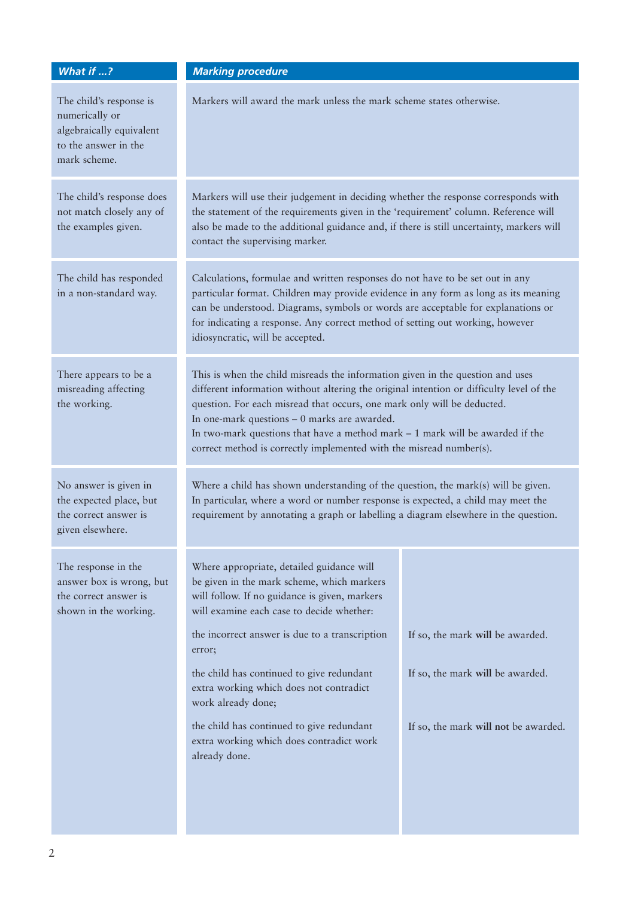| *What if ...?* | *Marking procedure* | |
|---|---|---|
| The child's response is numerically or algebraically equivalent to the answer in the mark scheme. | Markers will award the mark unless the mark scheme states otherwise. | |
| The child's response does not match closely any of the examples given. | Markers will use their judgement in deciding whether the response corresponds with the statement of the requirements given in the 'requirement' column. Reference will also be made to the additional guidance and, if there is still uncertainty, markers will contact the supervising marker. | |
| The child has responded in a non-standard way. | Calculations, formulae and written responses do not have to be set out in any particular format. Children may provide evidence in any form as long as its meaning can be understood. Diagrams, symbols or words are acceptable for explanations or for indicating a response. Any correct method of setting out working, however idiosyncratic, will be accepted. | |
| There appears to be a misreading affecting the working. | This is when the child misreads the information given in the question and uses different information without altering the original intention or difficulty level of the question. For each misread that occurs, one mark only will be deducted.<br>In one-mark questions – 0 marks are awarded.<br>In two-mark questions that have a method mark – 1 mark will be awarded if the correct method is correctly implemented with the misread number(s). | |
| No answer is given in the expected place, but the correct answer is given elsewhere. | Where a child has shown understanding of the question, the mark(s) will be given. In particular, where a word or number response is expected, a child may meet the requirement by annotating a graph or labelling a diagram elsewhere in the question. | |
| The response in the answer box is wrong, but the correct answer is shown in the working. | Where appropriate, detailed guidance will be given in the mark scheme, which markers will follow. If no guidance is given, markers will examine each case to decide whether: | |
| | the incorrect answer is due to a transcription error; | If so, the mark **will** be awarded. |
| | the child has continued to give redundant extra working which does not contradict work already done; | If so, the mark **will** be awarded. |
| | the child has continued to give redundant extra working which does contradict work already done. | If so, the mark **will not** be awarded. |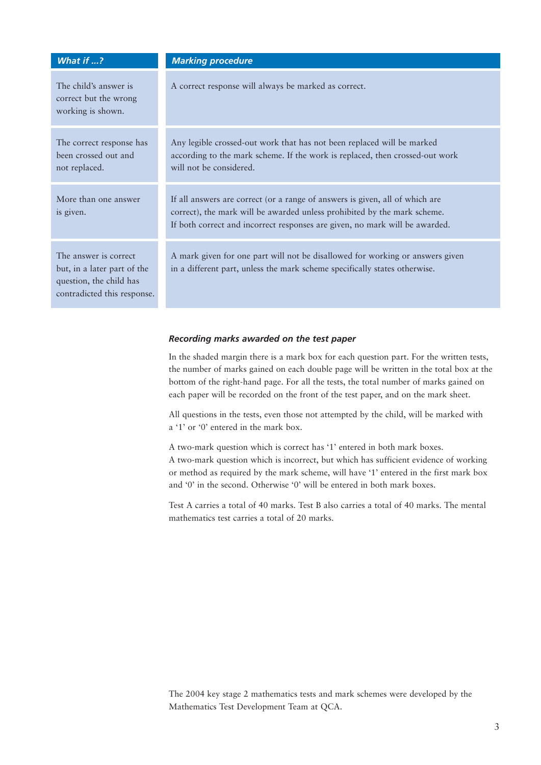| *What if ...?* | *Marking procedure* |
| --- | --- |
| The child's answer is correct but the wrong working is shown. | A correct response will always be marked as correct. |
| The correct response has been crossed out and not replaced. | Any legible crossed-out work that has not been replaced will be marked according to the mark scheme. If the work is replaced, then crossed-out work will not be considered. |
| More than one answer is given. | If all answers are correct (or a range of answers is given, all of which are correct), the mark will be awarded unless prohibited by the mark scheme. If both correct and incorrect responses are given, no mark will be awarded. |
| The answer is correct but, in a later part of the question, the child has contradicted this response. | A mark given for one part will not be disallowed for working or answers given in a different part, unless the mark scheme specifically states otherwise. |

### *Recording marks awarded on the test paper*

In the shaded margin there is a mark box for each question part. For the written tests, the number of marks gained on each double page will be written in the total box at the bottom of the right-hand page. For all the tests, the total number of marks gained on each paper will be recorded on the front of the test paper, and on the mark sheet.

All questions in the tests, even those not attempted by the child, will be marked with a '1' or '0' entered in the mark box.

A two-mark question which is correct has '1' entered in both mark boxes.
A two-mark question which is incorrect, but which has sufficient evidence of working or method as required by the mark scheme, will have '1' entered in the first mark box and '0' in the second. Otherwise '0' will be entered in both mark boxes.

Test A carries a total of 40 marks. Test B also carries a total of 40 marks. The mental mathematics test carries a total of 20 marks.

The 2004 key stage 2 mathematics tests and mark schemes were developed by the Mathematics Test Development Team at QCA.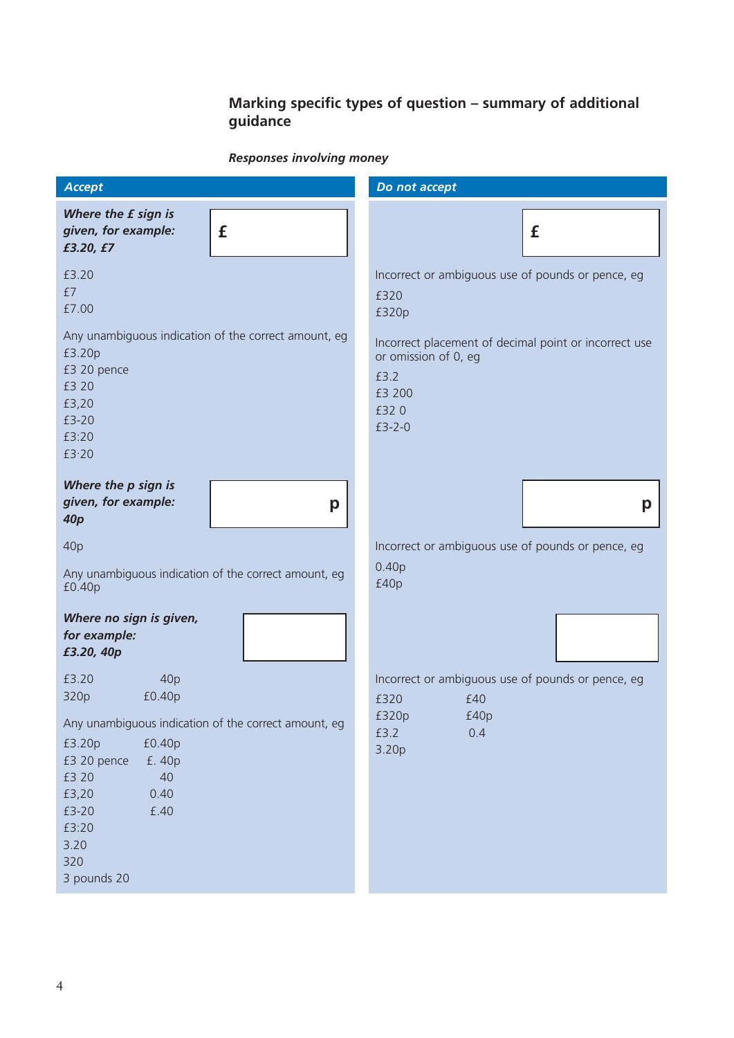## Marking specific types of question – summary of additional guidance

***Responses involving money***

| *Accept* | *Do not accept* |
|---|---|
| ***Where the £ sign is given, for example: £3.20, £7*** [ £ ] | [ £ ] |
| £3.20<br>£7<br>£7.00 | Incorrect or ambiguous use of pounds or pence, eg<br>£320<br>£320p |
| Any unambiguous indication of the correct amount, eg<br>£3.20p<br>£3 20 pence<br>£3 20<br>£3,20<br>£3-20<br>£3:20<br>£3·20 | Incorrect placement of decimal point or incorrect use or omission of 0, eg<br>£3.2<br>£3 200<br>£32 0<br>£3-2-0 |
| ***Where the p sign is given, for example: 40p*** [ p ] | [ p ] |
| 40p<br><br>Any unambiguous indication of the correct amount, eg<br>£0.40p | Incorrect or ambiguous use of pounds or pence, eg<br>0.40p<br>£40p |
| ***Where no sign is given, for example: £3.20, 40p*** [ ] | [ ] |
| £3.20 40p<br>320p £0.40p<br><br>Any unambiguous indication of the correct amount, eg<br>£3.20p £0.40p<br>£3 20 pence £. 40p<br>£3 20 40<br>£3,20 0.40<br>£3-20 £.40<br>£3:20<br>3.20<br>320<br>3 pounds 20 | Incorrect or ambiguous use of pounds or pence, eg<br>£320 £40<br>£320p £40p<br>£3.2 0.4<br>3.20p |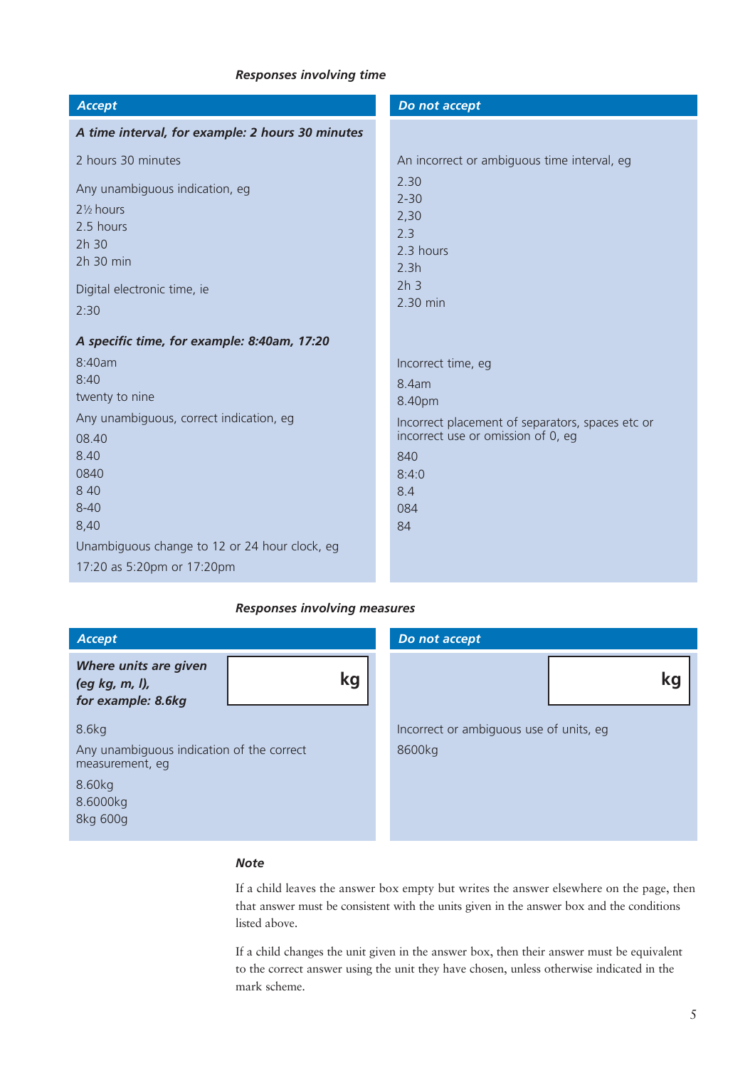#### *Responses involving time*

| *Accept* | *Do not accept* |
|---|---|
| ***A time interval, for example: 2 hours 30 minutes*** | |
| 2 hours 30 minutes | An incorrect or ambiguous time interval, eg |
| Any unambiguous indication, eg | 2.30 |
| 2½ hours | 2-30 |
| 2.5 hours | 2,30 |
| 2h 30 | 2.3 |
| 2h 30 min | 2.3 hours |
| Digital electronic time, ie | 2.3h |
| 2:30 | 2h 3 |
| | 2.30 min |
| ***A specific time, for example: 8:40am, 17:20*** | |
| 8:40am | Incorrect time, eg |
| 8:40 | 8.4am |
| twenty to nine | 8.40pm |
| Any unambiguous, correct indication, eg | Incorrect placement of separators, spaces etc or incorrect use or omission of 0, eg |
| 08.40 | 840 |
| 8.40 | 8:4:0 |
| 0840 | 8.4 |
| 8 40 | 084 |
| 8-40 | 84 |
| 8,40 | |
| Unambiguous change to 12 or 24 hour clock, eg | |
| 17:20 as 5:20pm or 17:20pm | |

#### *Responses involving measures*

| *Accept* | *Do not accept* |
|---|---|
| ***Where units are given (eg kg, m, l), for example: 8.6kg*** [ &nbsp;&nbsp;&nbsp;&nbsp; **kg** ] | [ &nbsp;&nbsp;&nbsp;&nbsp; **kg** ] |
| 8.6kg | Incorrect or ambiguous use of units, eg |
| Any unambiguous indication of the correct measurement, eg | 8600kg |
| 8.60kg | |
| 8.6000kg | |
| 8kg 600g | |

***Note***

If a child leaves the answer box empty but writes the answer elsewhere on the page, then that answer must be consistent with the units given in the answer box and the conditions listed above.

If a child changes the unit given in the answer box, then their answer must be equivalent to the correct answer using the unit they have chosen, unless otherwise indicated in the mark scheme.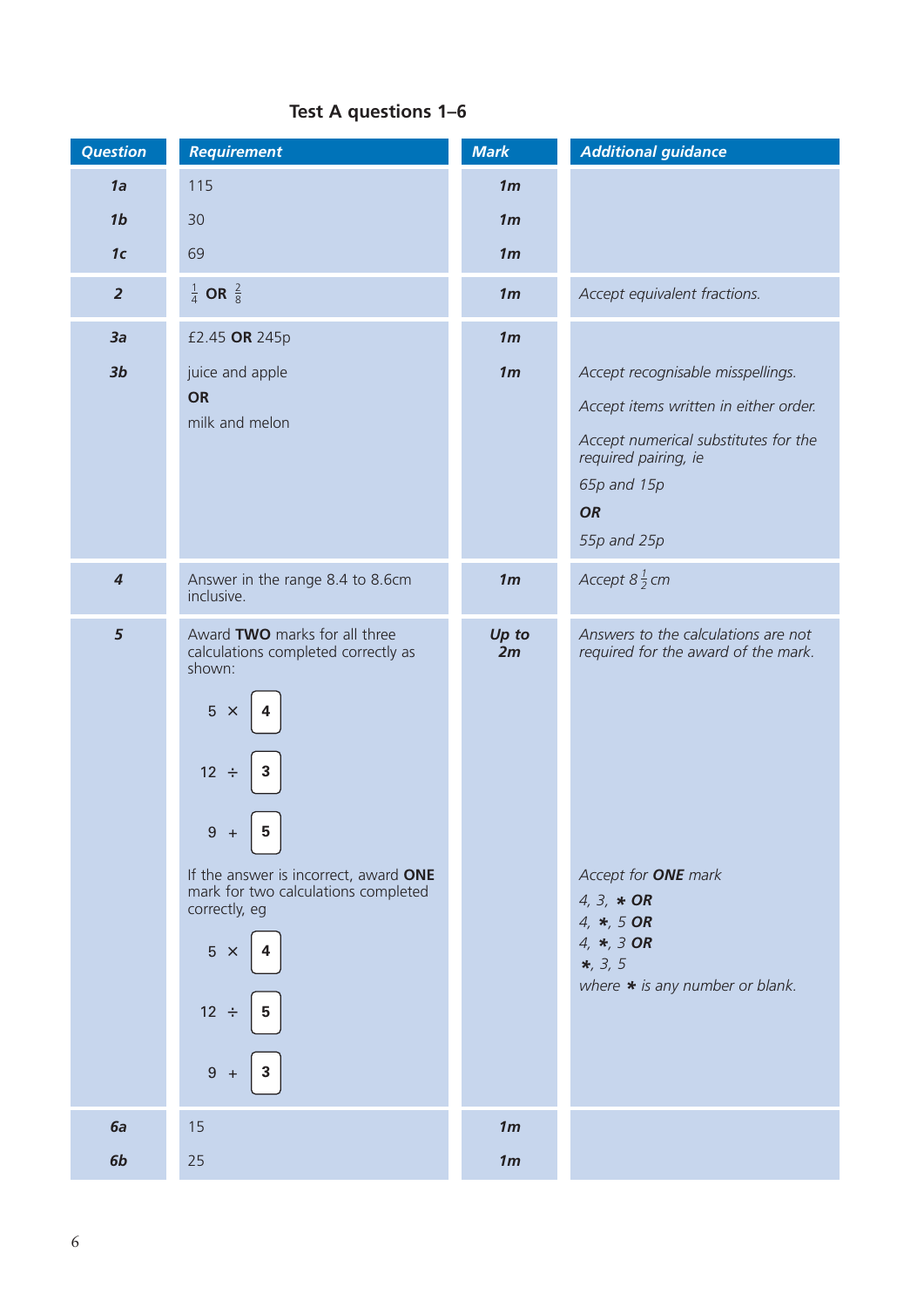## Test A questions 1–6

| *Question* | *Requirement* | *Mark* | *Additional guidance* |
|---|---|---|---|
| ***1a*** | 115 | ***1m*** | |
| ***1b*** | 30 | ***1m*** | |
| ***1c*** | 69 | ***1m*** | |
| ***2*** | $\frac{1}{4}$ **OR** $\frac{2}{8}$ | ***1m*** | *Accept equivalent fractions.* |
| ***3a*** | £2.45 **OR** 245p | ***1m*** | |
| ***3b*** | juice and apple **OR** milk and melon | ***1m*** | *Accept recognisable misspellings.* *Accept items written in either order.* *Accept numerical substitutes for the required pairing, ie* *65p and 15p* ***OR*** *55p and 25p* |
| ***4*** | Answer in the range 8.4 to 8.6cm inclusive. | ***1m*** | *Accept* $8\frac{1}{2}$ *cm* |
| ***5*** | Award **TWO** marks for all three calculations completed correctly as shown: 5 × [4] 12 ÷ [3] 9 + [5] If the answer is incorrect, award **ONE** mark for two calculations completed correctly, eg 5 × [4] 12 ÷ [5] 9 + [3] | ***Up to 2m*** | *Answers to the calculations are not required for the award of the mark.* *Accept for **ONE** mark* *4, 3,* ✱ ***OR*** *4,* ✱*, 5* ***OR*** *4,* ✱*, 3* ***OR*** ✱*, 3, 5* *where* ✱ *is any number or blank.* |
| ***6a*** | 15 | ***1m*** | |
| ***6b*** | 25 | ***1m*** | |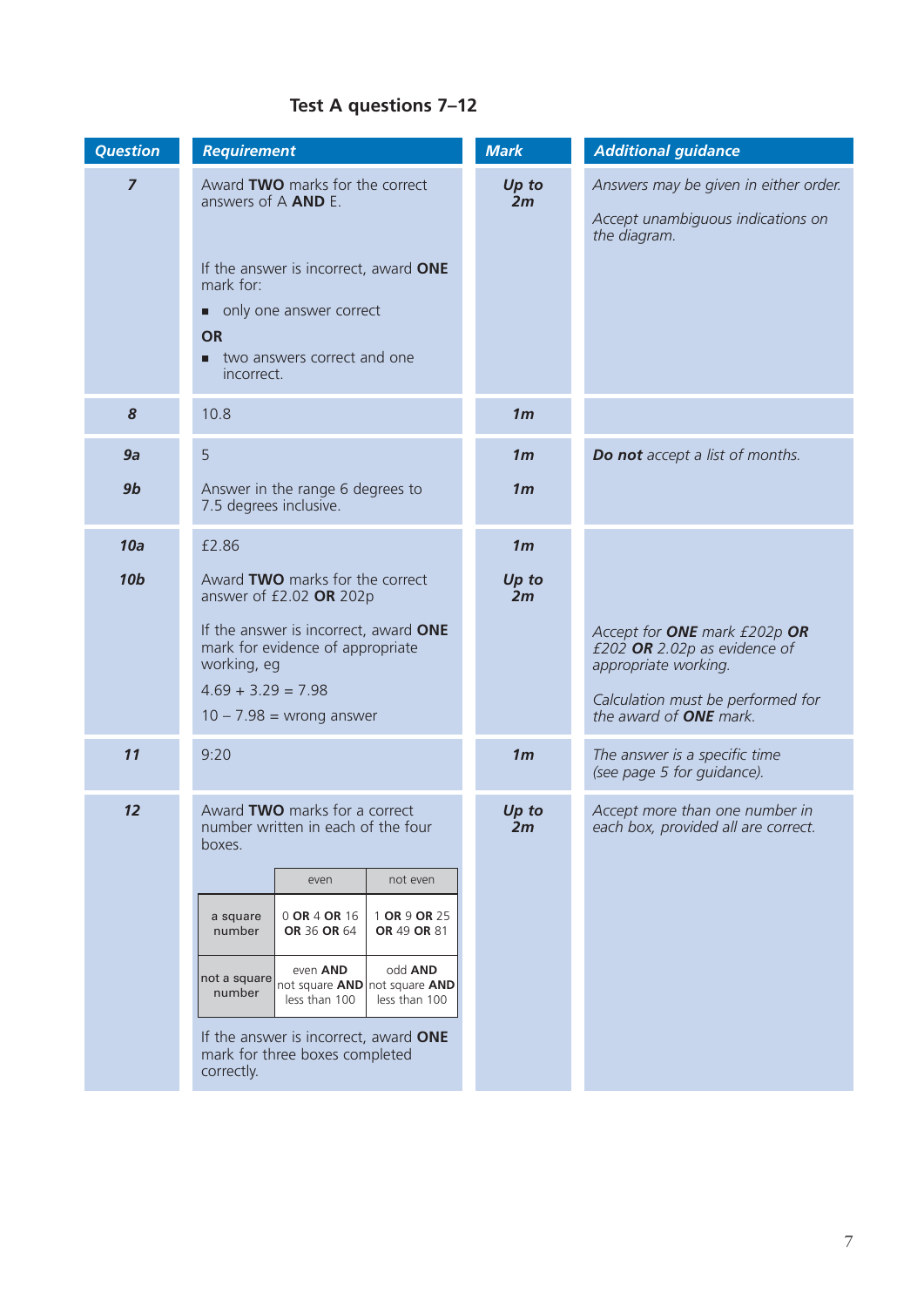## Test A questions 7–12

| Question | Requirement | Mark | Additional guidance |
|---|---|---|---|
| **7** | Award **TWO** marks for the correct answers of A **AND** E.<br><br>If the answer is incorrect, award **ONE** mark for:<br>■ only one answer correct<br>**OR**<br>■ two answers correct and one incorrect. | ***Up to 2m*** | *Answers may be given in either order.*<br><br>*Accept unambiguous indications on the diagram.* |
| **8** | 10.8 | ***1m*** | |
| **9a** | 5 | ***1m*** | ***Do not** accept a list of months.* |
| **9b** | Answer in the range 6 degrees to 7.5 degrees inclusive. | ***1m*** | |
| **10a** | £2.86 | ***1m*** | |
| **10b** | Award **TWO** marks for the correct answer of £2.02 **OR** 202p<br><br>If the answer is incorrect, award **ONE** mark for evidence of appropriate working, eg<br>4.69 + 3.29 = 7.98<br>10 – 7.98 = wrong answer | ***Up to 2m*** | *Accept for **ONE** mark £202p **OR** £202 **OR** 2.02p as evidence of appropriate working.*<br><br>*Calculation must be performed for the award of **ONE** mark.* |
| **11** | 9:20 | ***1m*** | *The answer is a specific time (see page 5 for guidance).* |
| **12** | Award **TWO** marks for a correct number written in each of the four boxes.<br><br>(see table below)<br><br>If the answer is incorrect, award **ONE** mark for three boxes completed correctly. | ***Up to 2m*** | *Accept more than one number in each box, provided all are correct.* |

Question 12 table:

| | even | not even |
|---|---|---|
| a square number | 0 **OR** 4 **OR** 16 **OR** 36 **OR** 64 | 1 **OR** 9 **OR** 25 **OR** 49 **OR** 81 |
| not a square number | even **AND** not square **AND** less than 100 | odd **AND** not square **AND** less than 100 |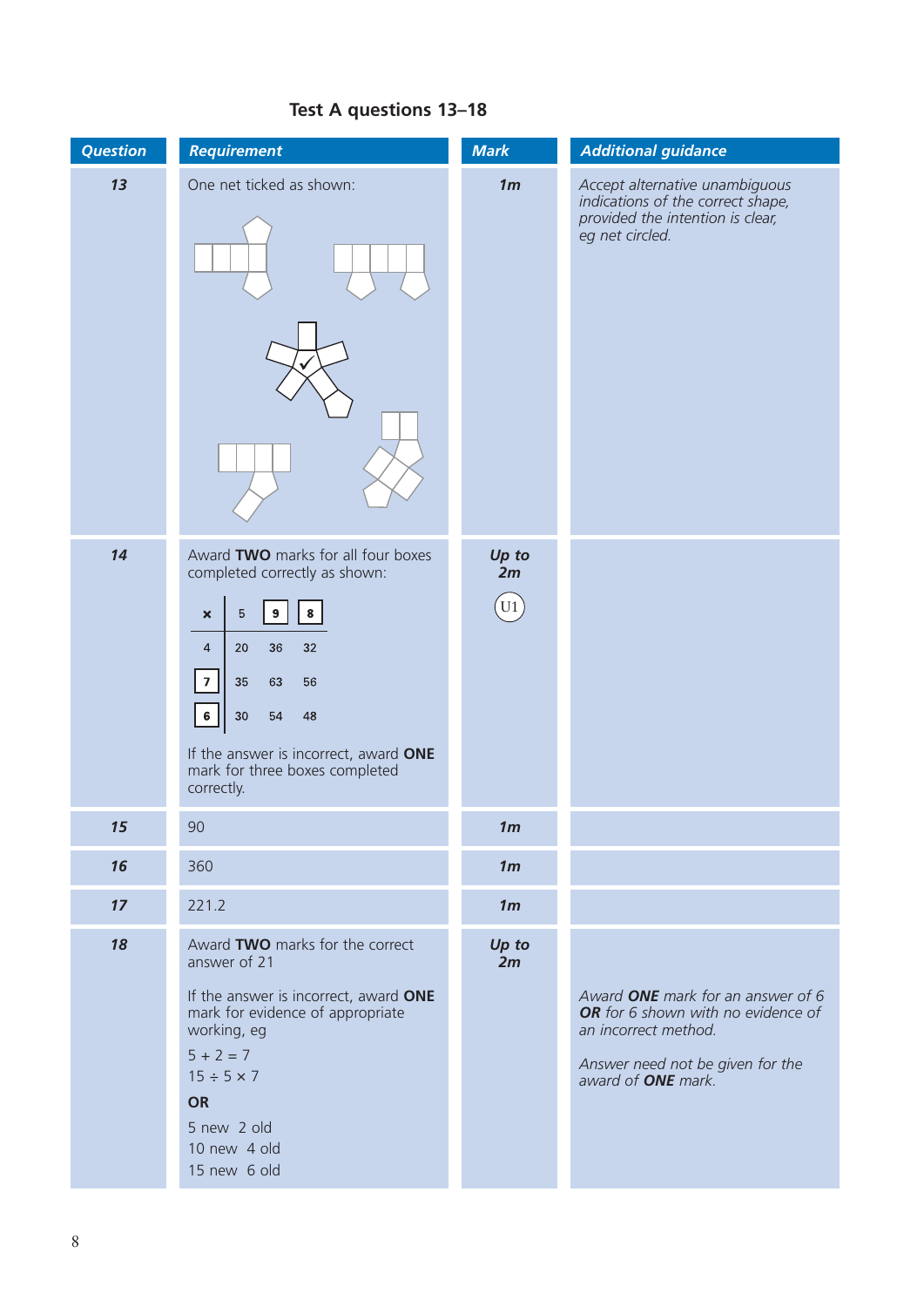## Test A questions 13–18

| Question | Requirement | Mark | Additional guidance |
|---|---|---|---|
| **13** | One net ticked as shown: | **1m** | *Accept alternative unambiguous indications of the correct shape, provided the intention is clear, eg net circled.* |
| **14** | Award **TWO** marks for all four boxes completed correctly as shown:<br><br>× \| 5 \| **9** \| **8**<br>4 \| 20 \| 36 \| 32<br>**7** \| 35 \| 63 \| 56<br>**6** \| 30 \| 54 \| 48<br><br>If the answer is incorrect, award **ONE** mark for three boxes completed correctly. | **Up to 2m**<br><br>U1 | |
| **15** | 90 | **1m** | |
| **16** | 360 | **1m** | |
| **17** | 221.2 | **1m** | |
| **18** | Award **TWO** marks for the correct answer of 21<br><br>If the answer is incorrect, award **ONE** mark for evidence of appropriate working, eg<br>5 + 2 = 7<br>15 ÷ 5 × 7<br>**OR**<br>5 new 2 old<br>10 new 4 old<br>15 new 6 old | **Up to 2m** | *Award **ONE** mark for an answer of 6 **OR** for 6 shown with no evidence of an incorrect method.*<br><br>*Answer need not be given for the award of **ONE** mark.* |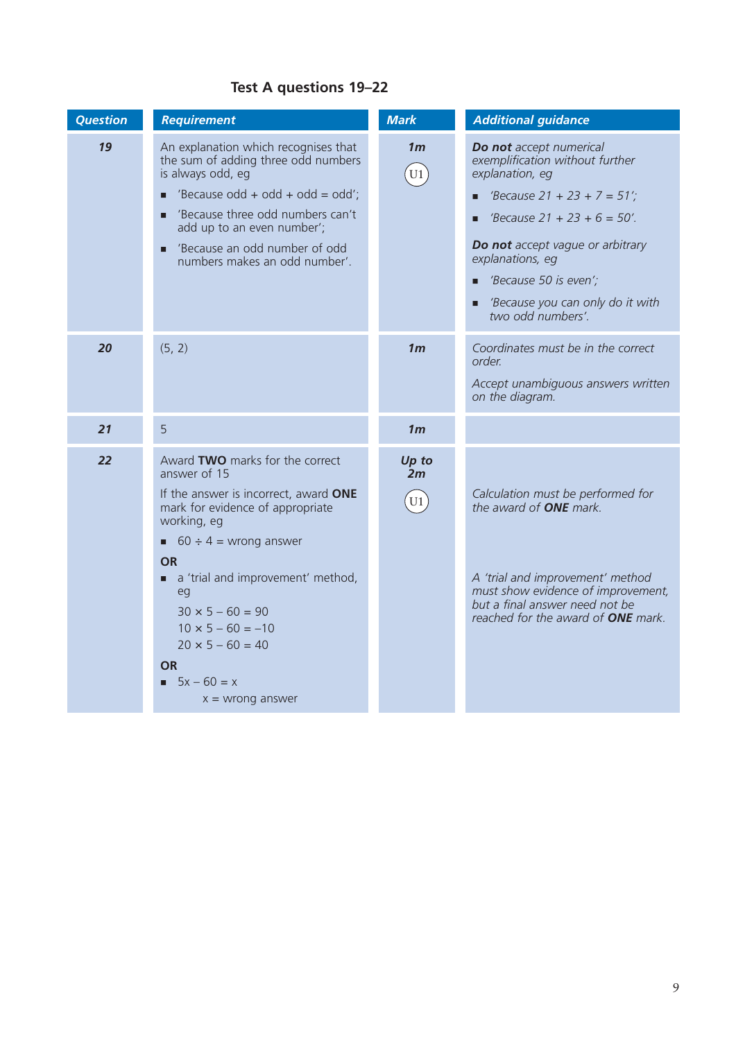## Test A questions 19–22

| Question | Requirement | Mark | Additional guidance |
|---|---|---|---|
| **19** | An explanation which recognises that the sum of adding three odd numbers is always odd, eg<br>■ 'Because odd + odd + odd = odd';<br>■ 'Because three odd numbers can't add up to an even number';<br>■ 'Because an odd number of odd numbers makes an odd number'. | **1m**<br>(U1) | ***Do not*** *accept numerical exemplification without further explanation, eg*<br>■ *'Because 21 + 23 + 7 = 51';*<br>■ *'Because 21 + 23 + 6 = 50'.*<br>***Do not*** *accept vague or arbitrary explanations, eg*<br>■ *'Because 50 is even';*<br>■ *'Because you can only do it with two odd numbers'.* |
| **20** | (5, 2) | **1m** | *Coordinates must be in the correct order.*<br>*Accept unambiguous answers written on the diagram.* |
| **21** | 5 | **1m** | |
| **22** | Award **TWO** marks for the correct answer of 15<br>If the answer is incorrect, award **ONE** mark for evidence of appropriate working, eg<br>■ $60 \div 4$ = wrong answer<br>**OR**<br>■ a 'trial and improvement' method, eg<br>$30 \times 5 - 60 = 90$<br>$10 \times 5 - 60 = -10$<br>$20 \times 5 - 60 = 40$<br>**OR**<br>■ $5x - 60 = x$<br>$x$ = wrong answer | ***Up to 2m***<br>(U1) | *Calculation must be performed for the award of* ***ONE*** *mark.*<br>*A 'trial and improvement' method must show evidence of improvement, but a final answer need not be reached for the award of* ***ONE*** *mark.* |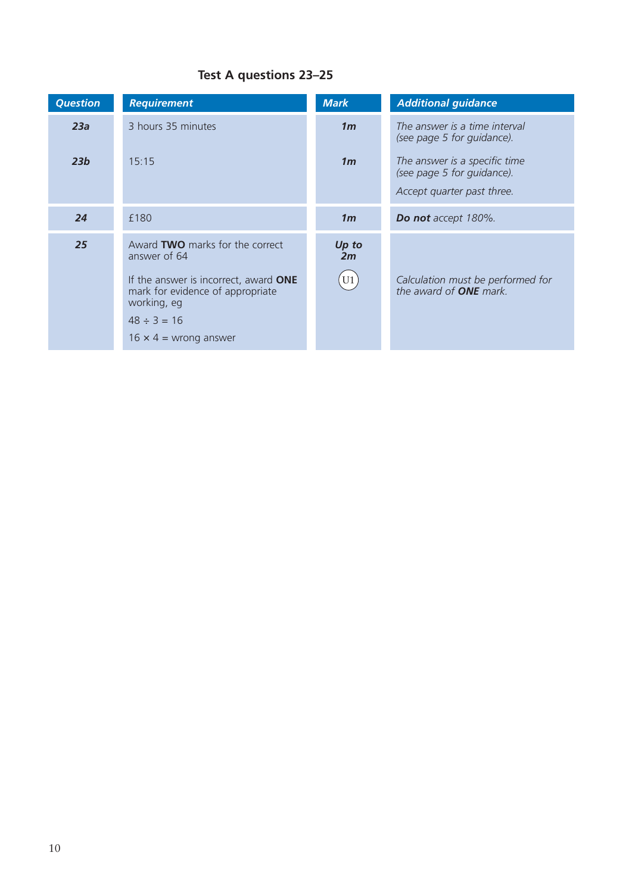## Test A questions 23–25

| *Question* | *Requirement* | *Mark* | *Additional guidance* |
|---|---|---|---|
| ***23a*** | 3 hours 35 minutes | ***1m*** | *The answer is a time interval (see page 5 for guidance).* |
| ***23b*** | 15:15 | ***1m*** | *The answer is a specific time (see page 5 for guidance).* *Accept quarter past three.* |
| ***24*** | £180 | ***1m*** | ***Do not** accept 180%.* |
| ***25*** | Award **TWO** marks for the correct answer of 64<br><br>If the answer is incorrect, award **ONE** mark for evidence of appropriate working, eg<br><br>$48 \div 3 = 16$<br><br>$16 \times 4$ = wrong answer | ***Up to 2m***<br><br>U1 | *Calculation must be performed for the award of **ONE** mark.* |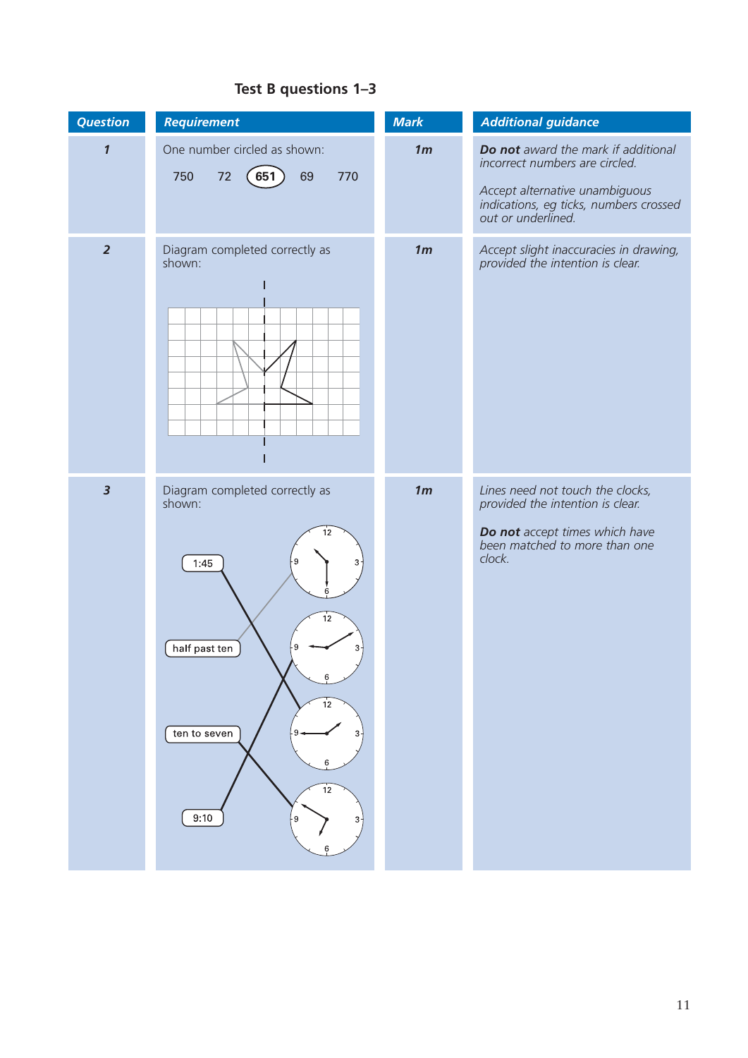## Test B questions 1–3

| Question | Requirement | Mark | Additional guidance |
|---|---|---|---|
| **1** | One number circled as shown: 750 72 **(651)** 69 770 | **1m** | ***Do not*** *award the mark if additional incorrect numbers are circled.* *Accept alternative unambiguous indications, eg ticks, numbers crossed out or underlined.* |
| **2** | Diagram completed correctly as shown: | **1m** | *Accept slight inaccuracies in drawing, provided the intention is clear.* |
| **3** | Diagram completed correctly as shown: 1:45, half past ten, ten to seven, 9:10 | **1m** | *Lines need not touch the clocks, provided the intention is clear.* ***Do not*** *accept times which have been matched to more than one clock.* |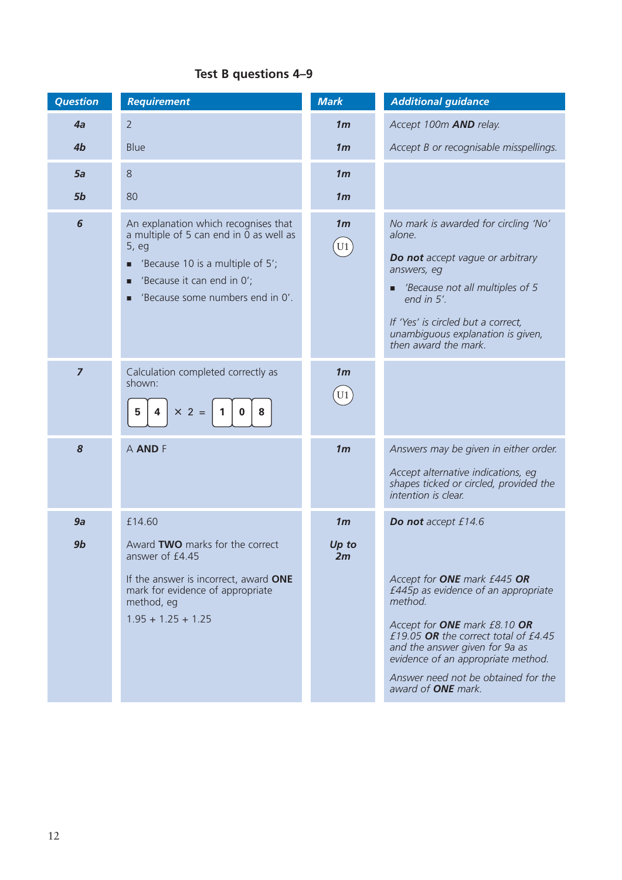## Test B questions 4–9

| Question | Requirement | Mark | Additional guidance |
|---|---|---|---|
| **4a** | 2 | **1m** | *Accept 100m **AND** relay.* |
| **4b** | Blue | **1m** | *Accept B or recognisable misspellings.* |
| **5a** | 8 | **1m** | |
| **5b** | 80 | **1m** | |
| **6** | An explanation which recognises that a multiple of 5 can end in 0 as well as 5, eg <br> ■ 'Because 10 is a multiple of 5'; <br> ■ 'Because it can end in 0'; <br> ■ 'Because some numbers end in 0'. | **1m** <br> U1 | *No mark is awarded for circling 'No' alone.* <br><br> ***Do not** accept vague or arbitrary answers, eg* <br> ■ *'Because not all multiples of 5 end in 5'.* <br><br> *If 'Yes' is circled but a correct, unambiguous explanation is given, then award the mark.* |
| **7** | Calculation completed correctly as shown: <br> 5 4 × 2 = 1 0 8 | **1m** <br> U1 | |
| **8** | A **AND** F | **1m** | *Answers may be given in either order.* <br><br> *Accept alternative indications, eg shapes ticked or circled, provided the intention is clear.* |
| **9a** | £14.60 | **1m** | ***Do not** accept £14.6* |
| **9b** | Award **TWO** marks for the correct answer of £4.45 <br><br> If the answer is incorrect, award **ONE** mark for evidence of appropriate method, eg <br><br> 1.95 + 1.25 + 1.25 | **Up to 2m** | *Accept for **ONE** mark £445 **OR** £445p as evidence of an appropriate method.* <br><br> *Accept for **ONE** mark £8.10 **OR** £19.05 **OR** the correct total of £4.45 and the answer given for 9a as evidence of an appropriate method.* <br><br> *Answer need not be obtained for the award of **ONE** mark.* |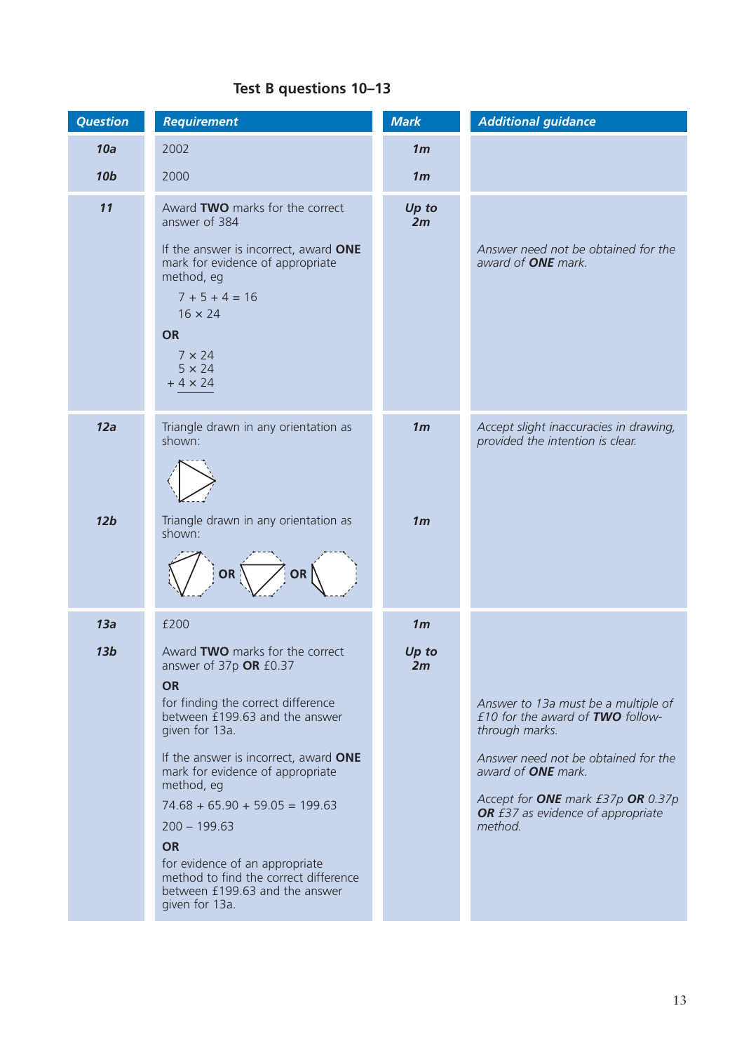## Test B questions 10–13

| Question | Requirement | Mark | Additional guidance |
|---|---|---|---|
| **10a** | 2002 | **1m** | |
| **10b** | 2000 | **1m** | |
| **11** | Award **TWO** marks for the correct answer of 384<br><br>If the answer is incorrect, award **ONE** mark for evidence of appropriate method, eg<br>7 + 5 + 4 = 16<br>16 × 24<br>**OR**<br>7 × 24<br>5 × 24<br>+ 4 × 24 | **Up to 2m** | *Answer need not be obtained for the award of **ONE** mark.* |
| **12a** | Triangle drawn in any orientation as shown: | **1m** | *Accept slight inaccuracies in drawing, provided the intention is clear.* |
| **12b** | Triangle drawn in any orientation as shown: OR OR | **1m** | |
| **13a** | £200 | **1m** | |
| **13b** | Award **TWO** marks for the correct answer of 37p **OR** £0.37<br>**OR**<br>for finding the correct difference between £199.63 and the answer given for 13a.<br><br>If the answer is incorrect, award **ONE** mark for evidence of appropriate method, eg<br>74.68 + 65.90 + 59.05 = 199.63<br>200 – 199.63<br>**OR**<br>for evidence of an appropriate method to find the correct difference between £199.63 and the answer given for 13a. | **Up to 2m** | *Answer to 13a must be a multiple of £10 for the award of **TWO** follow-through marks.*<br><br>*Answer need not be obtained for the award of **ONE** mark.*<br><br>*Accept for **ONE** mark £37p **OR** 0.37p **OR** £37 as evidence of appropriate method.* |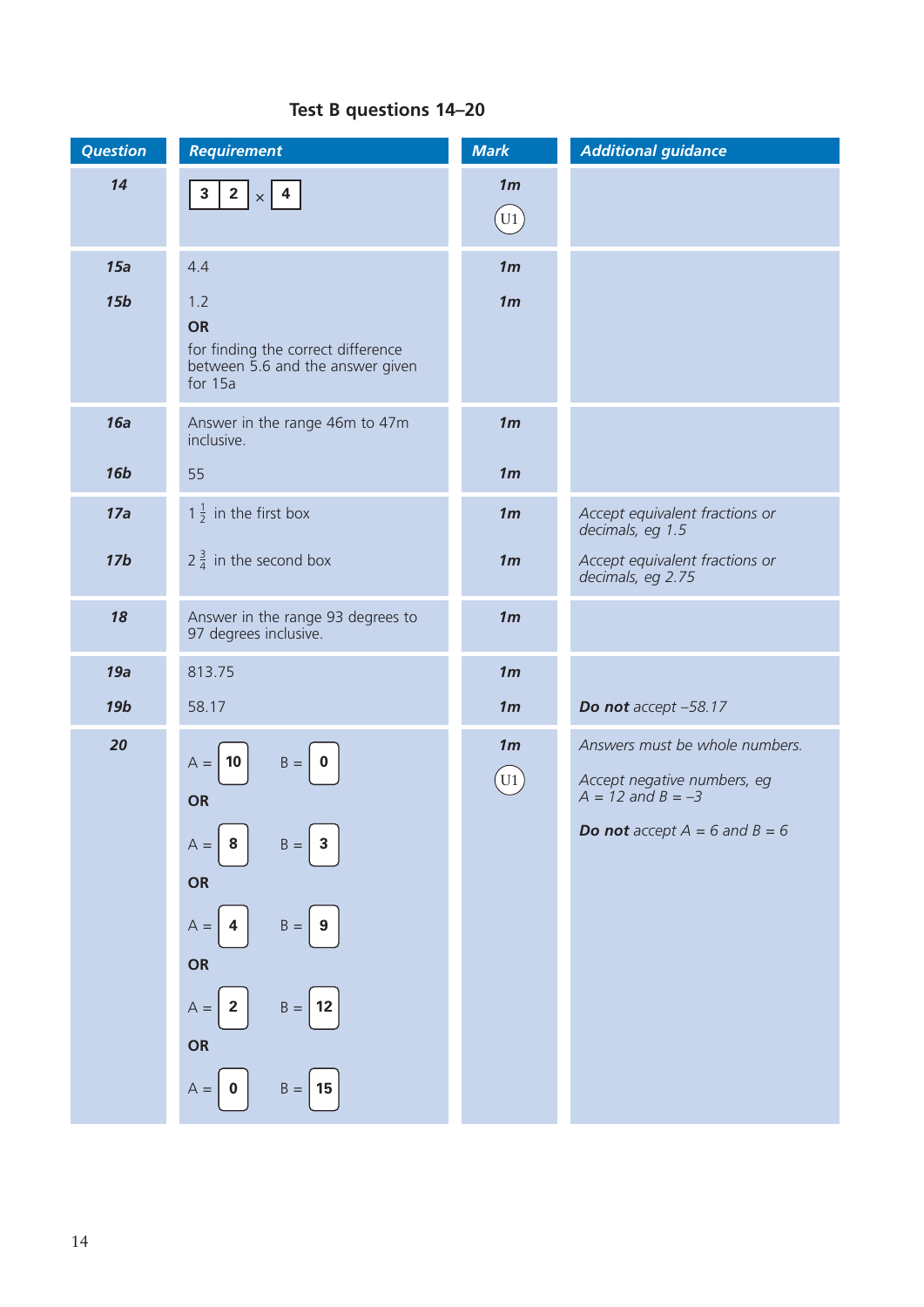## Test B questions 14–20

| Question | Requirement | Mark | Additional guidance |
|---|---|---|---|
| **14** | [3] [2] × [4] | **1m** (U1) | |
| **15a** | 4.4 | **1m** | |
| **15b** | 1.2 **OR** for finding the correct difference between 5.6 and the answer given for 15a | **1m** | |
| **16a** | Answer in the range 46m to 47m inclusive. | **1m** | |
| **16b** | 55 | **1m** | |
| **17a** | $1\frac{1}{2}$ in the first box | **1m** | *Accept equivalent fractions or decimals, eg 1.5* |
| **17b** | $2\frac{3}{4}$ in the second box | **1m** | *Accept equivalent fractions or decimals, eg 2.75* |
| **18** | Answer in the range 93 degrees to 97 degrees inclusive. | **1m** | |
| **19a** | 813.75 | **1m** | |
| **19b** | 58.17 | **1m** | ***Do not** accept –58.17* |
| **20** | A = [10] B = [0] **OR** A = [8] B = [3] **OR** A = [4] B = [9] **OR** A = [2] B = [12] **OR** A = [0] B = [15] | **1m** (U1) | *Answers must be whole numbers.* *Accept negative numbers, eg A = 12 and B = –3* ***Do not** accept A = 6 and B = 6* |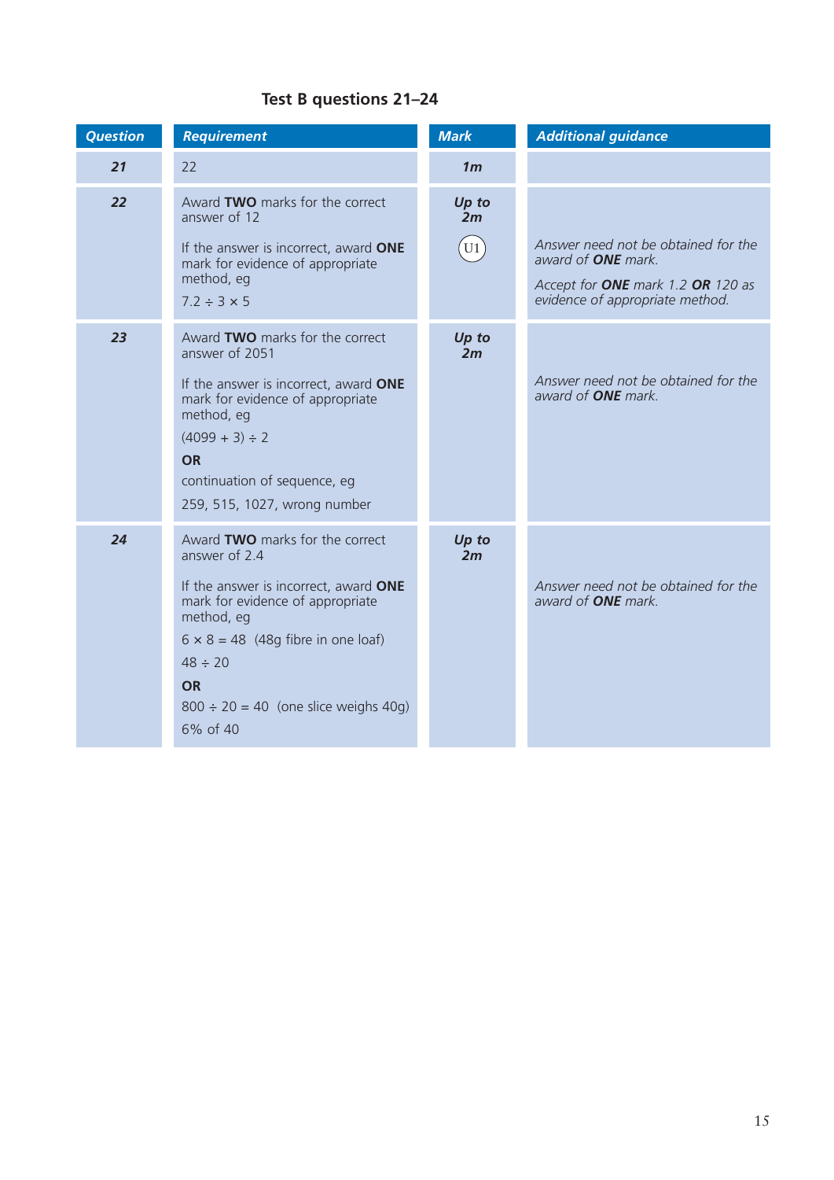## Test B questions 21–24

| *Question* | *Requirement* | *Mark* | *Additional guidance* |
|---|---|---|---|
| ***21*** | 22 | ***1m*** | |
| ***22*** | Award **TWO** marks for the correct answer of 12<br><br>If the answer is incorrect, award **ONE** mark for evidence of appropriate method, eg<br><br>$7.2 \div 3 \times 5$ | ***Up to 2m***<br><br>U1 | *Answer need not be obtained for the award of* ***ONE*** *mark.*<br><br>*Accept for* ***ONE*** *mark 1.2* ***OR*** *120 as evidence of appropriate method.* |
| ***23*** | Award **TWO** marks for the correct answer of 2051<br><br>If the answer is incorrect, award **ONE** mark for evidence of appropriate method, eg<br><br>$(4099 + 3) \div 2$<br><br>**OR**<br><br>continuation of sequence, eg<br><br>259, 515, 1027, wrong number | ***Up to 2m*** | *Answer need not be obtained for the award of* ***ONE*** *mark.* |
| ***24*** | Award **TWO** marks for the correct answer of 2.4<br><br>If the answer is incorrect, award **ONE** mark for evidence of appropriate method, eg<br><br>$6 \times 8 = 48$ (48g fibre in one loaf)<br><br>$48 \div 20$<br><br>**OR**<br><br>$800 \div 20 = 40$ (one slice weighs 40g)<br><br>6% of 40 | ***Up to 2m*** | *Answer need not be obtained for the award of* ***ONE*** *mark.* |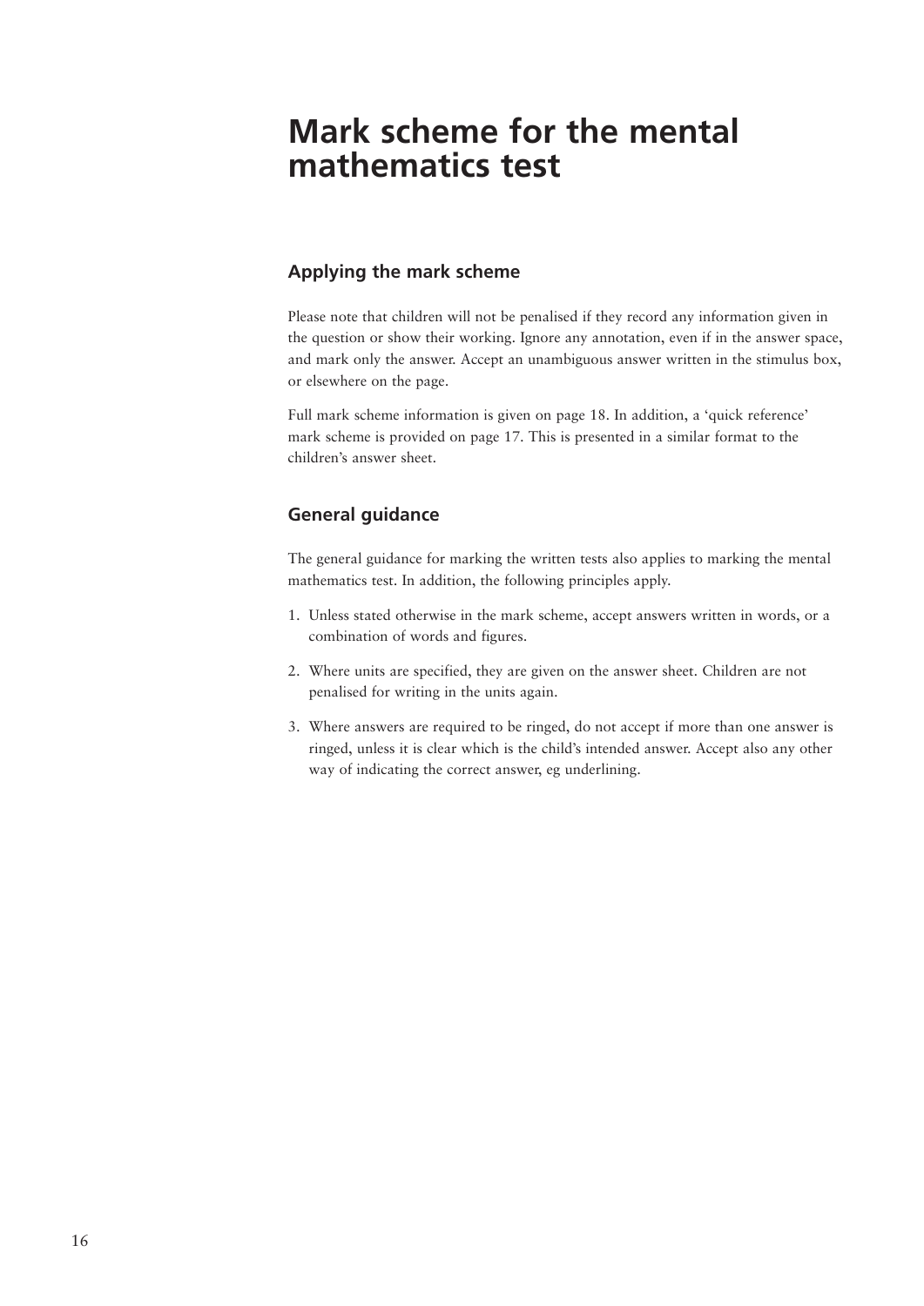# Mark scheme for the mental mathematics test

## Applying the mark scheme

Please note that children will not be penalised if they record any information given in the question or show their working. Ignore any annotation, even if in the answer space, and mark only the answer. Accept an unambiguous answer written in the stimulus box, or elsewhere on the page.

Full mark scheme information is given on page 18. In addition, a 'quick reference' mark scheme is provided on page 17. This is presented in a similar format to the children's answer sheet.

## General guidance

The general guidance for marking the written tests also applies to marking the mental mathematics test. In addition, the following principles apply.

1. Unless stated otherwise in the mark scheme, accept answers written in words, or a combination of words and figures.
2. Where units are specified, they are given on the answer sheet. Children are not penalised for writing in the units again.
3. Where answers are required to be ringed, do not accept if more than one answer is ringed, unless it is clear which is the child's intended answer. Accept also any other way of indicating the correct answer, eg underlining.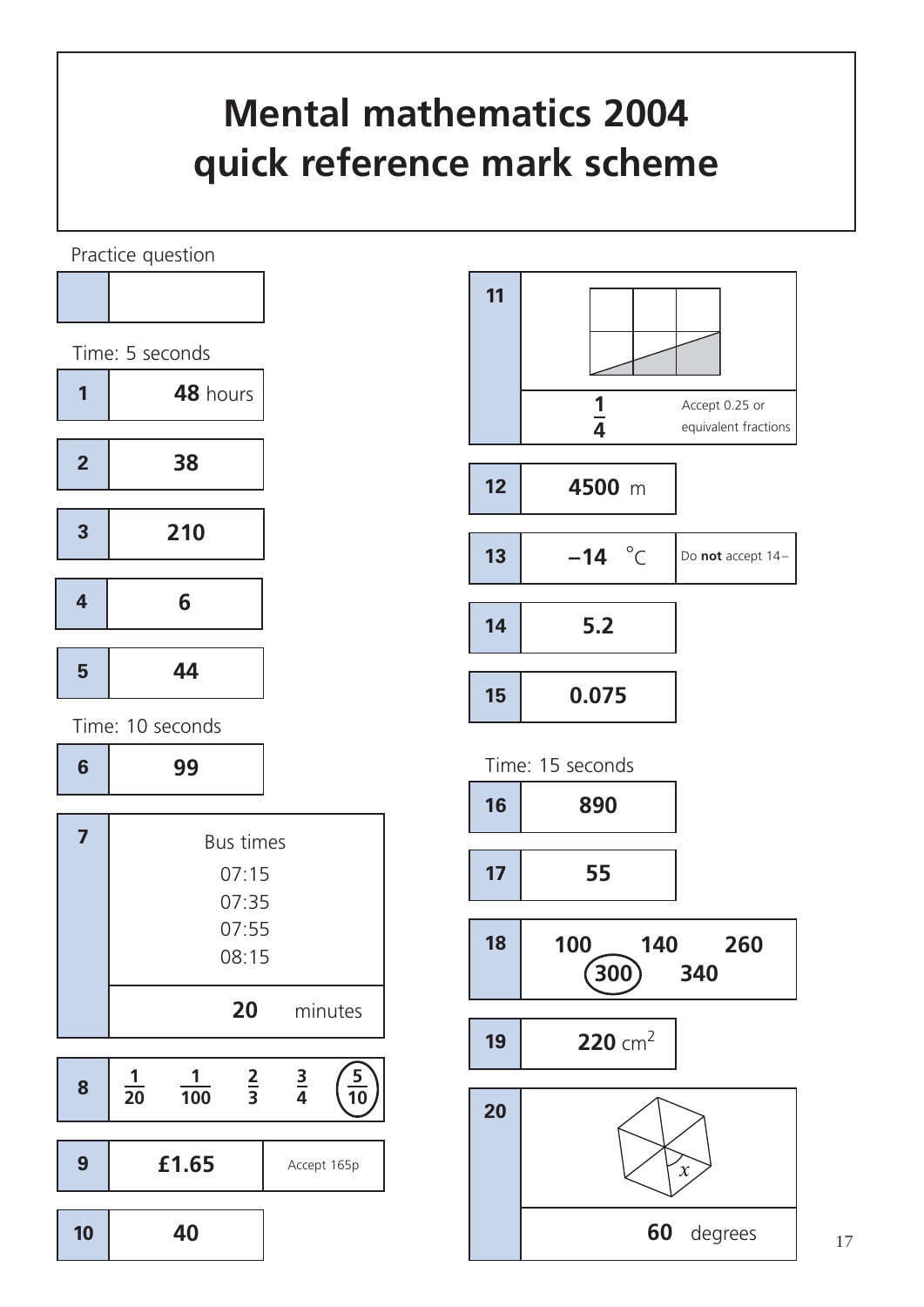# Mental mathematics 2004 quick reference mark scheme

Practice question

| | |
|---|---|
| | |

Time: 5 seconds

| Question | Answer | Notes |
|---|---|---|
| 1 | **48** hours | |
| 2 | **38** | |
| 3 | **210** | |
| 4 | **6** | |
| 5 | **44** | |

Time: 10 seconds

| Question | Answer | Notes |
|---|---|---|
| 6 | **99** | |
| 7 | Bus times: 07:15, 07:35, 07:55, 08:15 — **20** minutes | |
| 8 | $\frac{1}{20}$ $\frac{1}{100}$ $\frac{2}{3}$ $\frac{3}{4}$ **($\frac{5}{10}$ circled)** | |
| 9 | **£1.65** | Accept 165p |
| 10 | **40** | |
| 11 | $\frac{1}{4}$ | Accept 0.25 or equivalent fractions |
| 12 | **4500** m | |
| 13 | **−14** °C | Do **not** accept 14− |
| 14 | **5.2** | |
| 15 | **0.075** | |

Time: 15 seconds

| Question | Answer | Notes |
|---|---|---|
| 16 | **890** | |
| 17 | **55** | |
| 18 | 100 140 260 **(300 circled)** 340 | |
| 19 | **220** cm$^2$ | |
| 20 | **60** degrees | |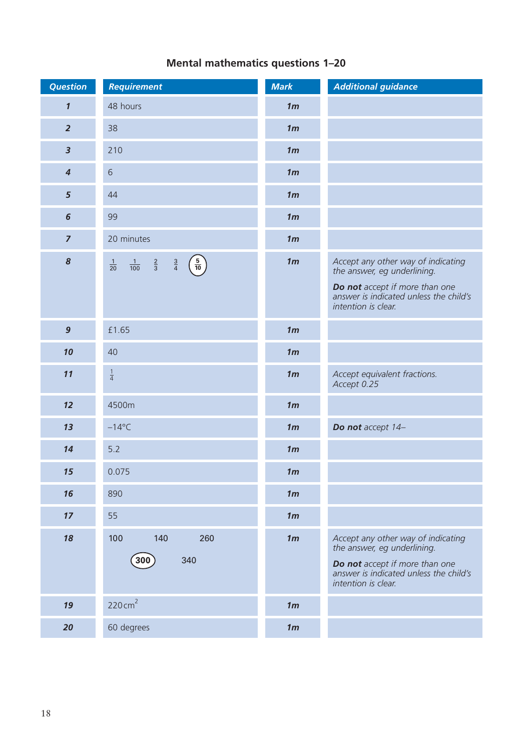## Mental mathematics questions 1–20

| Question | Requirement | Mark | Additional guidance |
|---|---|---|---|
| 1 | 48 hours | 1m | |
| 2 | 38 | 1m | |
| 3 | 210 | 1m | |
| 4 | 6 | 1m | |
| 5 | 44 | 1m | |
| 6 | 99 | 1m | |
| 7 | 20 minutes | 1m | |
| 8 | $\frac{1}{20}$ $\frac{1}{100}$ $\frac{2}{3}$ $\frac{3}{4}$ **($\frac{5}{10}$ circled)** | 1m | *Accept any other way of indicating the answer, eg underlining.* ***Do not*** *accept if more than one answer is indicated unless the child's intention is clear.* |
| 9 | £1.65 | 1m | |
| 10 | 40 | 1m | |
| 11 | $\frac{1}{4}$ | 1m | *Accept equivalent fractions. Accept 0.25* |
| 12 | 4500m | 1m | |
| 13 | –14°C | 1m | ***Do not*** *accept 14–* |
| 14 | 5.2 | 1m | |
| 15 | 0.075 | 1m | |
| 16 | 890 | 1m | |
| 17 | 55 | 1m | |
| 18 | 100 140 260 **(300 circled)** 340 | 1m | *Accept any other way of indicating the answer, eg underlining.* ***Do not*** *accept if more than one answer is indicated unless the child's intention is clear.* |
| 19 | 220 $cm^2$ | 1m | |
| 20 | 60 degrees | 1m | |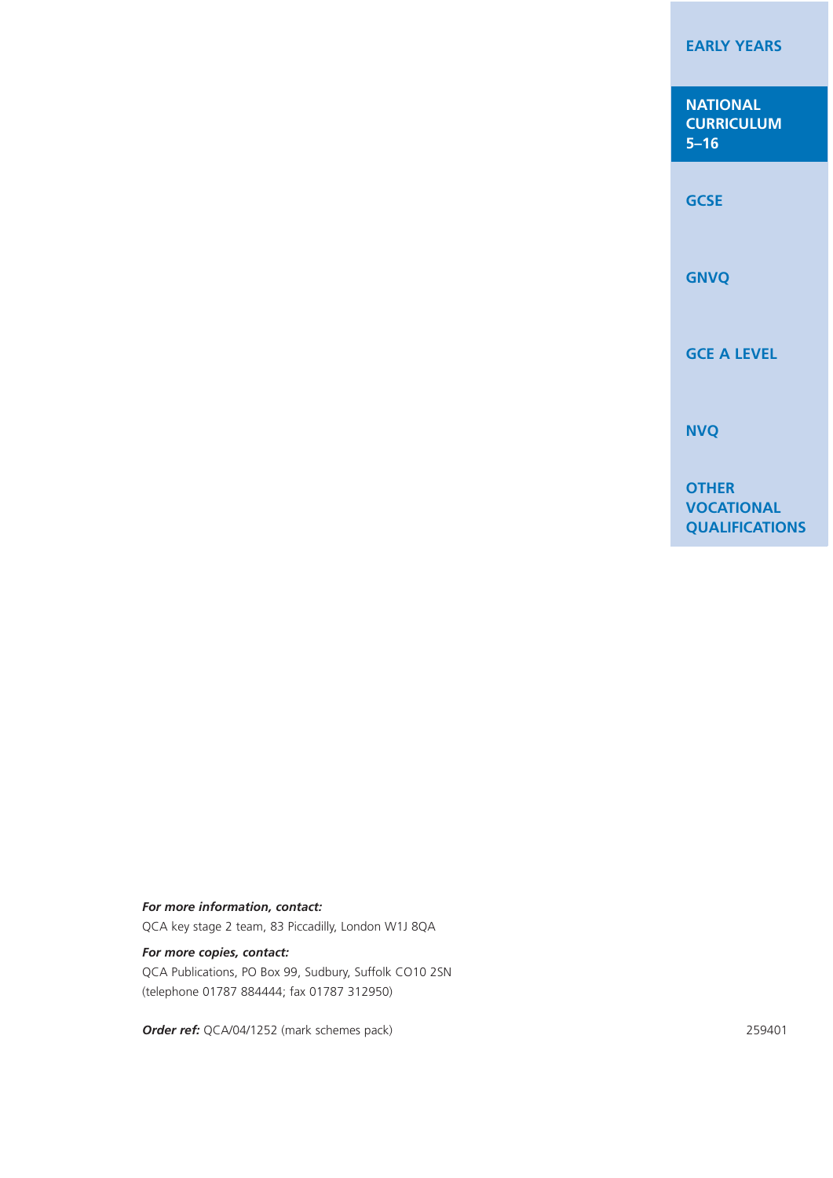EARLY YEARS

**NATIONAL CURRICULUM 5–16**

GCSE

GNVQ

GCE A LEVEL

NVQ

OTHER VOCATIONAL QUALIFICATIONS

***For more information, contact:***
QCA key stage 2 team, 83 Piccadilly, London W1J 8QA

***For more copies, contact:***
QCA Publications, PO Box 99, Sudbury, Suffolk CO10 2SN
(telephone 01787 884444; fax 01787 312950)

***Order ref:*** QCA/04/1252 (mark schemes pack)

259401